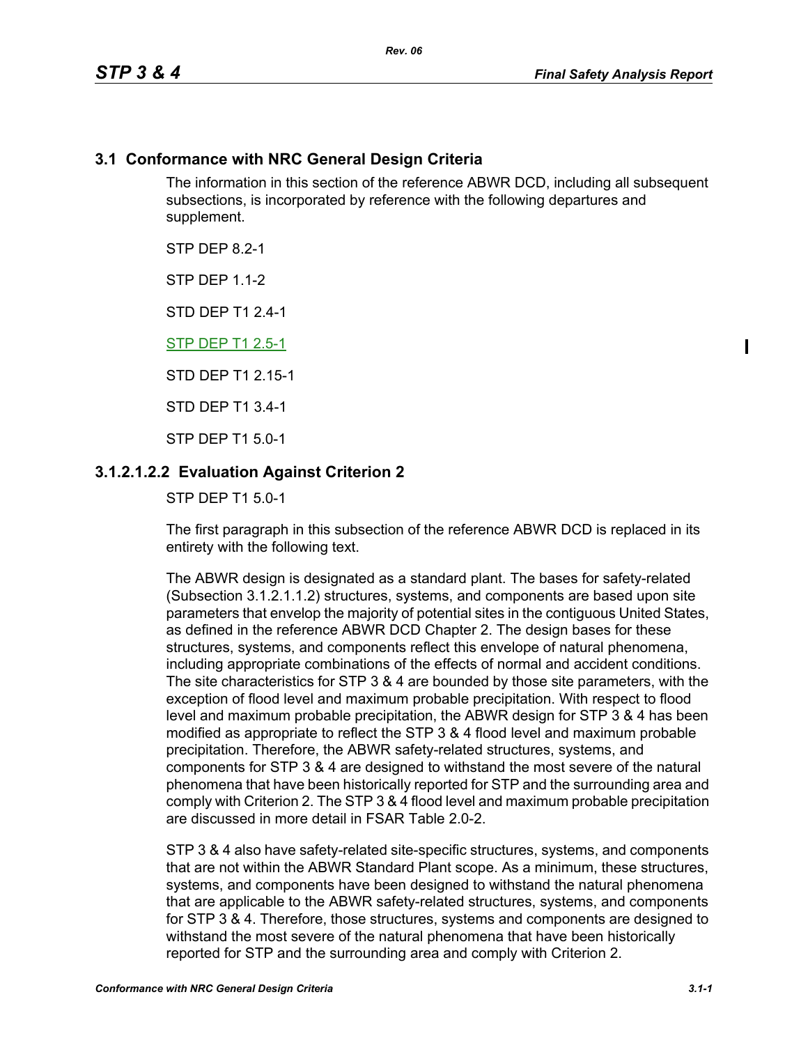## 3.1 Conformance with NRC General Design Criteria

The information in this section of the reference ABWR DCD, including all subsequent subsections, is incorporated by reference with the following departures and supplement.

STP DEP 8.2-1

STP DEP 1.1-2

STD DEP T1 2.4-1

STP DEP T1 2.5-1

STD DEP T1 2.15-1

STD DEP T1 3.4-1

STP DEP T1 5.0-1

### 3.1.2.1.2.2 Evaluation Against Criterion 2

STP DEP T1 5.0-1

The first paragraph in this subsection of the reference ABWR DCD is replaced in its entirety with the following text.

The ABWR design is designated as a standard plant. The bases for safety-related (Subsection 3.1.2.1.1.2) structures, systems, and components are based upon site parameters that envelop the majority of potential sites in the contiguous United States, as defined in the reference ABWR DCD Chapter 2. The design bases for these structures, systems, and components reflect this envelope of natural phenomena, including appropriate combinations of the effects of normal and accident conditions. The site characteristics for STP 3 & 4 are bounded by those site parameters, with the exception of flood level and maximum probable precipitation. With respect to flood level and maximum probable precipitation, the ABWR design for STP 3 & 4 has been modified as appropriate to reflect the STP 3 & 4 flood level and maximum probable precipitation. Therefore, the ABWR safety-related structures, systems, and components for STP 3 & 4 are designed to withstand the most severe of the natural phenomena that have been historically reported for STP and the surrounding area and comply with Criterion 2. The STP 3 & 4 flood level and maximum probable precipitation are discussed in more detail in FSAR Table 2.0-2.

STP 3 & 4 also have safety-related site-specific structures, systems, and components that are not within the ABWR Standard Plant scope. As a minimum, these structures, systems, and components have been designed to withstand the natural phenomena that are applicable to the ABWR safety-related structures, systems, and components for STP 3 & 4. Therefore, those structures, systems and components are designed to withstand the most severe of the natural phenomena that have been historically reported for STP and the surrounding area and comply with Criterion 2.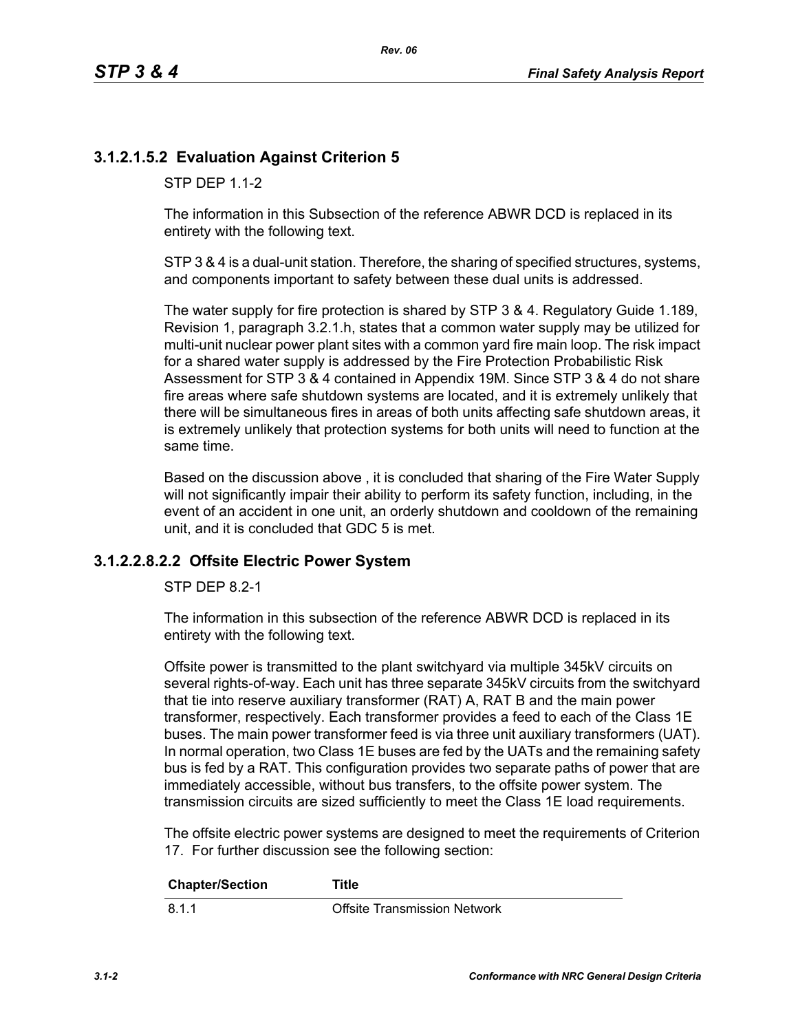### 3.1.2.1.5.2 Evaluation Against Criterion 5

STP DEP 1.1-2

The information in this Subsection of the reference ABWR DCD is replaced in its entirety with the following text.

STP 3 & 4 is a dual-unit station. Therefore, the sharing of specified structures, systems, and components important to safety between these dual units is addressed.

The water supply for fire protection is shared by STP 3 & 4. Regulatory Guide 1.189, Revision 1, paragraph 3.2.1.h, states that a common water supply may be utilized for multi-unit nuclear power plant sites with a common yard fire main loop. The risk impact for a shared water supply is addressed by the Fire Protection Probabilistic Risk Assessment for STP 3 & 4 contained in Appendix 19M. Since STP 3 & 4 do not share fire areas where safe shutdown systems are located, and it is extremely unlikely that there will be simultaneous fires in areas of both units affecting safe shutdown areas, it is extremely unlikely that protection systems for both units will need to function at the same time.

Based on the discussion above , it is concluded that sharing of the Fire Water Supply will not significantly impair their ability to perform its safety function, including, in the event of an accident in one unit, an orderly shutdown and cooldown of the remaining unit, and it is concluded that GDC 5 is met.

### 3.1.2.2.8.2.2 Offsite Electric Power System

STP DEP 8.2-1

The information in this subsection of the reference ABWR DCD is replaced in its entirety with the following text.

Offsite power is transmitted to the plant switchyard via multiple 345kV circuits on several rights-of-way. Each unit has three separate 345kV circuits from the switchyard that tie into reserve auxiliary transformer (RAT) A, RAT B and the main power transformer, respectively. Each transformer provides a feed to each of the Class 1E buses. The main power transformer feed is via three unit auxiliary transformers (UAT). In normal operation, two Class 1E buses are fed by the UATs and the remaining safety bus is fed by a RAT. This configuration provides two separate paths of power that are immediately accessible, without bus transfers, to the offsite power system. The transmission circuits are sized sufficiently to meet the Class 1E load requirements.

The offsite electric power systems are designed to meet the requirements of Criterion 17. For further discussion see the following section:

| Chapter/Section | Title |
|---|---|
| 8.1.1 | Offsite Transmission Network |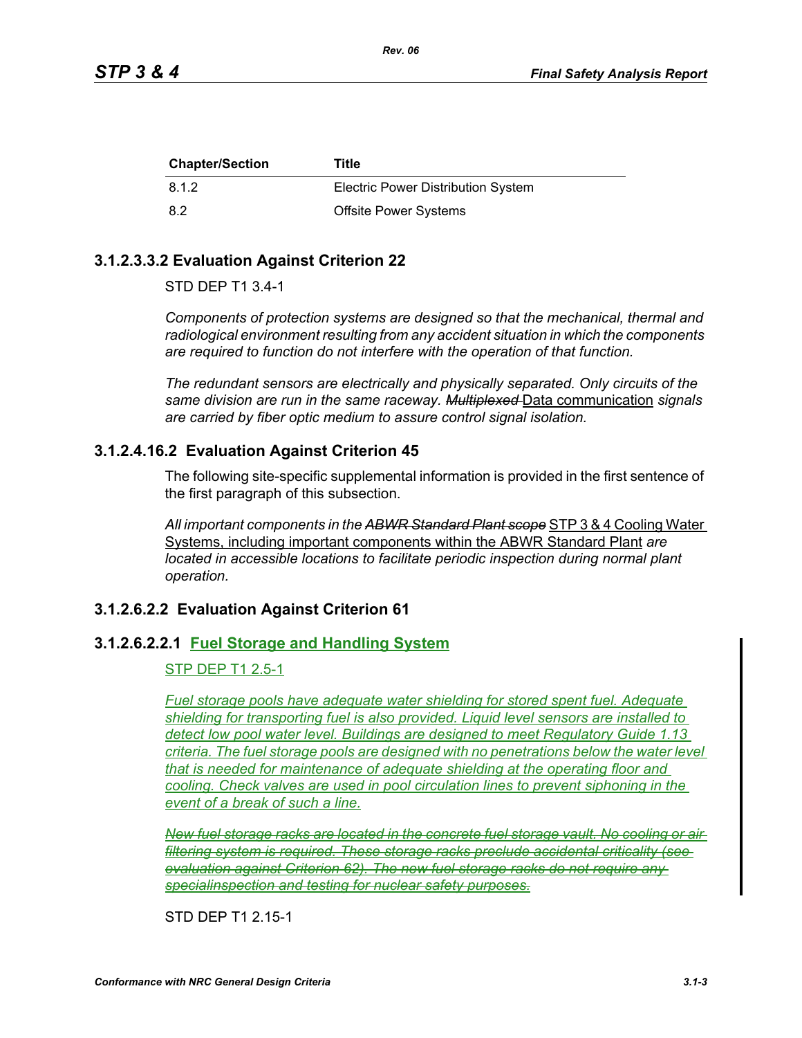| Chapter/Section | Title |
|---|---|
| 8.1.2 | Electric Power Distribution System |
| 8.2 | Offsite Power Systems |

### 3.1.2.3.3.2 Evaluation Against Criterion 22

STD DEP T1 3.4-1

*Components of protection systems are designed so that the mechanical, thermal and radiological environment resulting from any accident situation in which the components are required to function do not interfere with the operation of that function.*

*The redundant sensors are electrically and physically separated. Only circuits of the same division are run in the same raceway.* ~~*Multiplexed*~~ Data communication *signals are carried by fiber optic medium to assure control signal isolation.*

### 3.1.2.4.16.2 Evaluation Against Criterion 45

The following site-specific supplemental information is provided in the first sentence of the first paragraph of this subsection.

*All important components in the* ~~*ABWR Standard Plant scope*~~ STP 3 & 4 Cooling Water Systems, including important components within the ABWR Standard Plant *are located in accessible locations to facilitate periodic inspection during normal plant operation.*

### 3.1.2.6.2.2 Evaluation Against Criterion 61

### 3.1.2.6.2.2.1 Fuel Storage and Handling System

STP DEP T1 2.5-1

*Fuel storage pools have adequate water shielding for stored spent fuel. Adequate shielding for transporting fuel is also provided. Liquid level sensors are installed to detect low pool water level. Buildings are designed to meet Regulatory Guide 1.13 criteria. The fuel storage pools are designed with no penetrations below the water level that is needed for maintenance of adequate shielding at the operating floor and cooling. Check valves are used in pool circulation lines to prevent siphoning in the event of a break of such a line.*

~~*New fuel storage racks are located in the concrete fuel storage vault. No cooling or air filtering system is required. These storage racks preclude accidental criticality (see evaluation against Criterion 62). The new fuel storage racks do not require any specialinspection and testing for nuclear safety purposes.*~~

STD DEP T1 2.15-1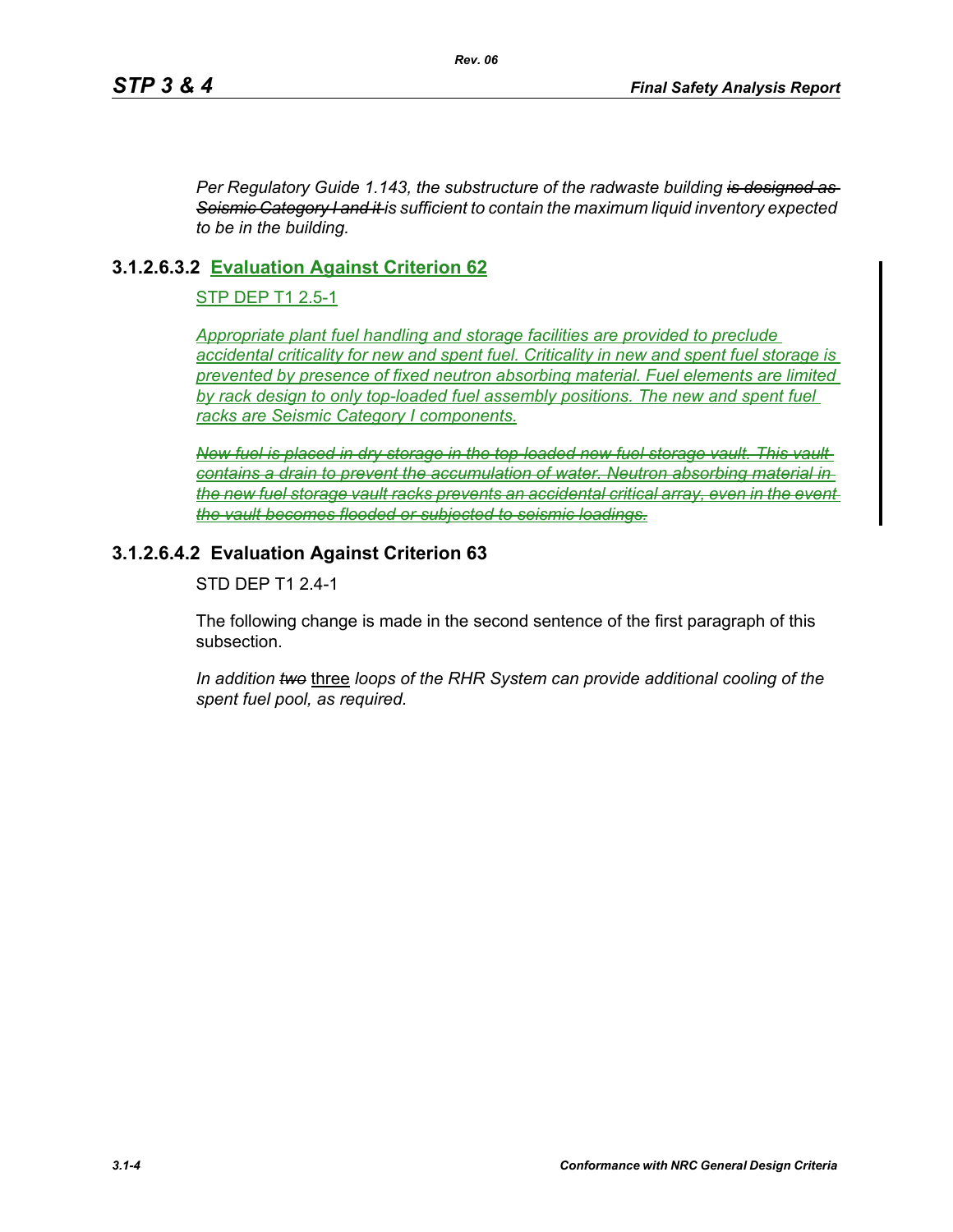*Per Regulatory Guide 1.143, the substructure of the radwaste building ~~is designed as Seismic Category I and it~~ is sufficient to contain the maximum liquid inventory expected to be in the building.*

### 3.1.2.6.3.2 <u>Evaluation Against Criterion 62</u>

<u>STP DEP T1 2.5-1</u>

<u>*Appropriate plant fuel handling and storage facilities are provided to preclude accidental criticality for new and spent fuel. Criticality in new and spent fuel storage is prevented by presence of fixed neutron absorbing material. Fuel elements are limited by rack design to only top-loaded fuel assembly positions. The new and spent fuel racks are Seismic Category I components.*</u>

~~*New fuel is placed in dry storage in the top-loaded new fuel storage vault. This vault contains a drain to prevent the accumulation of water. Neutron absorbing material in the new fuel storage vault racks prevents an accidental critical array, even in the event the vault becomes flooded or subjected to seismic loadings.*~~

### 3.1.2.6.4.2 Evaluation Against Criterion 63

STD DEP T1 2.4-1

The following change is made in the second sentence of the first paragraph of this subsection.

*In addition ~~two~~* <u>three</u> *loops of the RHR System can provide additional cooling of the spent fuel pool, as required.*